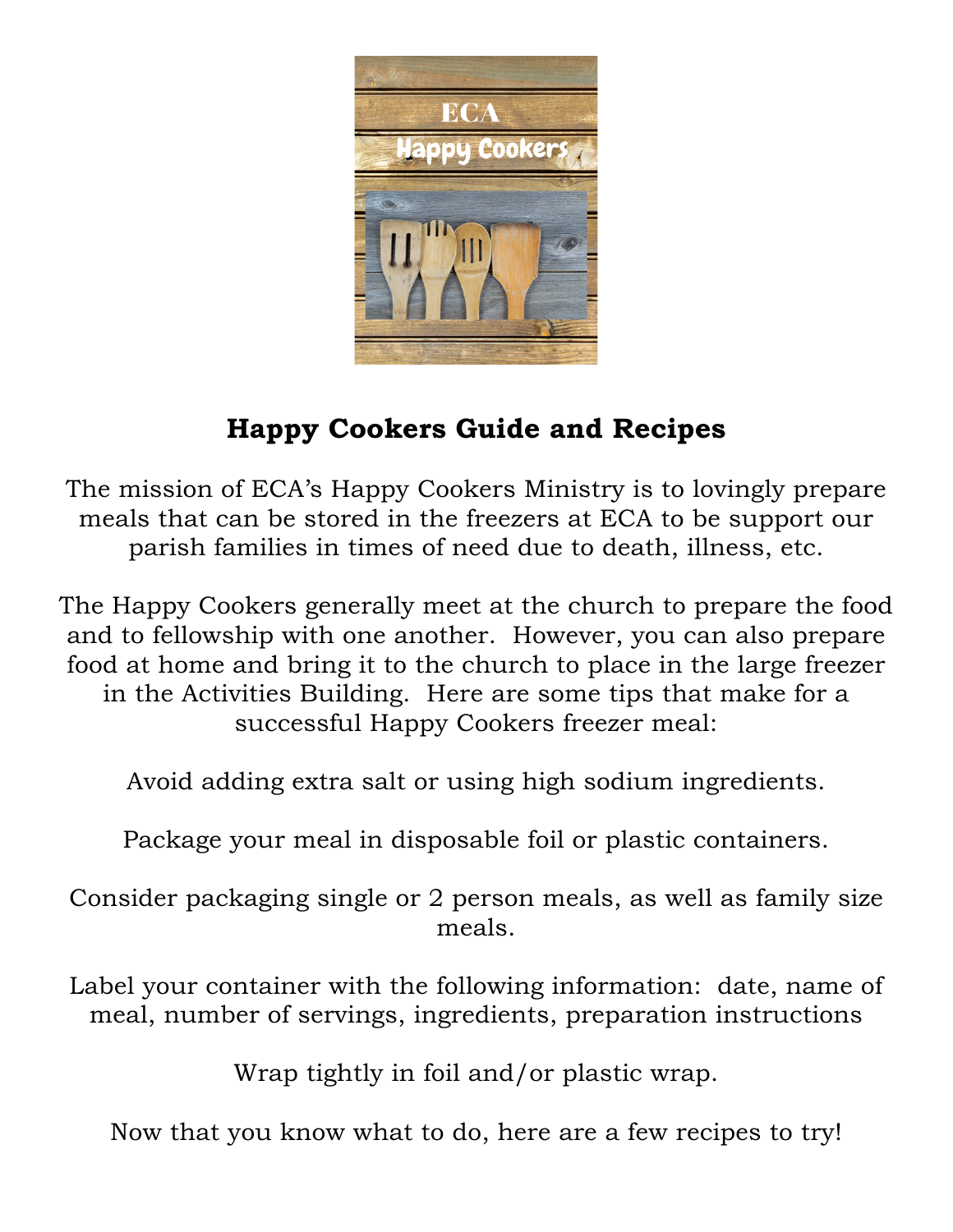# Happy Cookers Guide and Recipes

The mission of ECA's Happy Cookers Ministry is to lovingly prepare meals that can be stored in the freezers at ECA to be support our parish families in times of need due to death, illness, etc.

The Happy Cookers generally meet at the church to prepare the food and to fellowship with one another. However, you can also prepare food at home and bring it to the church to place in the large freezer in the Activities Building. Here are some tips that make for a successful Happy Cookers freezer meal:

Avoid adding extra salt or using high sodium ingredients.

Package your meal in disposable foil or plastic containers.

Consider packaging single or 2 person meals, as well as family size meals.

Label your container with the following information: date, name of meal, number of servings, ingredients, preparation instructions

Wrap tightly in foil and/or plastic wrap.

Now that you know what to do, here are a few recipes to try!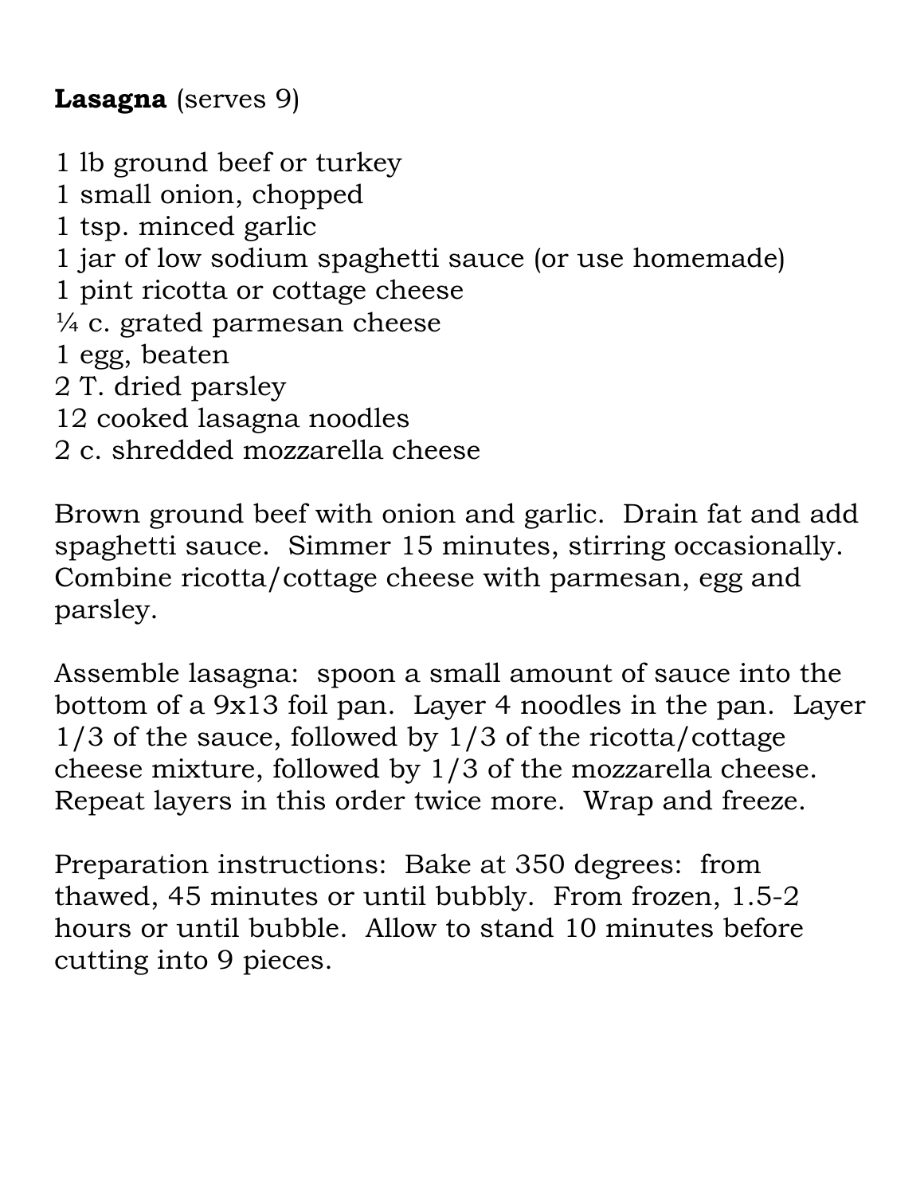**Lasagna** (serves 9)

1 lb ground beef or turkey
1 small onion, chopped
1 tsp. minced garlic
1 jar of low sodium spaghetti sauce (or use homemade)
1 pint ricotta or cottage cheese
¼ c. grated parmesan cheese
1 egg, beaten
2 T. dried parsley
12 cooked lasagna noodles
2 c. shredded mozzarella cheese

Brown ground beef with onion and garlic. Drain fat and add spaghetti sauce. Simmer 15 minutes, stirring occasionally. Combine ricotta/cottage cheese with parmesan, egg and parsley.

Assemble lasagna: spoon a small amount of sauce into the bottom of a 9x13 foil pan. Layer 4 noodles in the pan. Layer 1/3 of the sauce, followed by 1/3 of the ricotta/cottage cheese mixture, followed by 1/3 of the mozzarella cheese. Repeat layers in this order twice more. Wrap and freeze.

Preparation instructions: Bake at 350 degrees: from thawed, 45 minutes or until bubbly. From frozen, 1.5-2 hours or until bubble. Allow to stand 10 minutes before cutting into 9 pieces.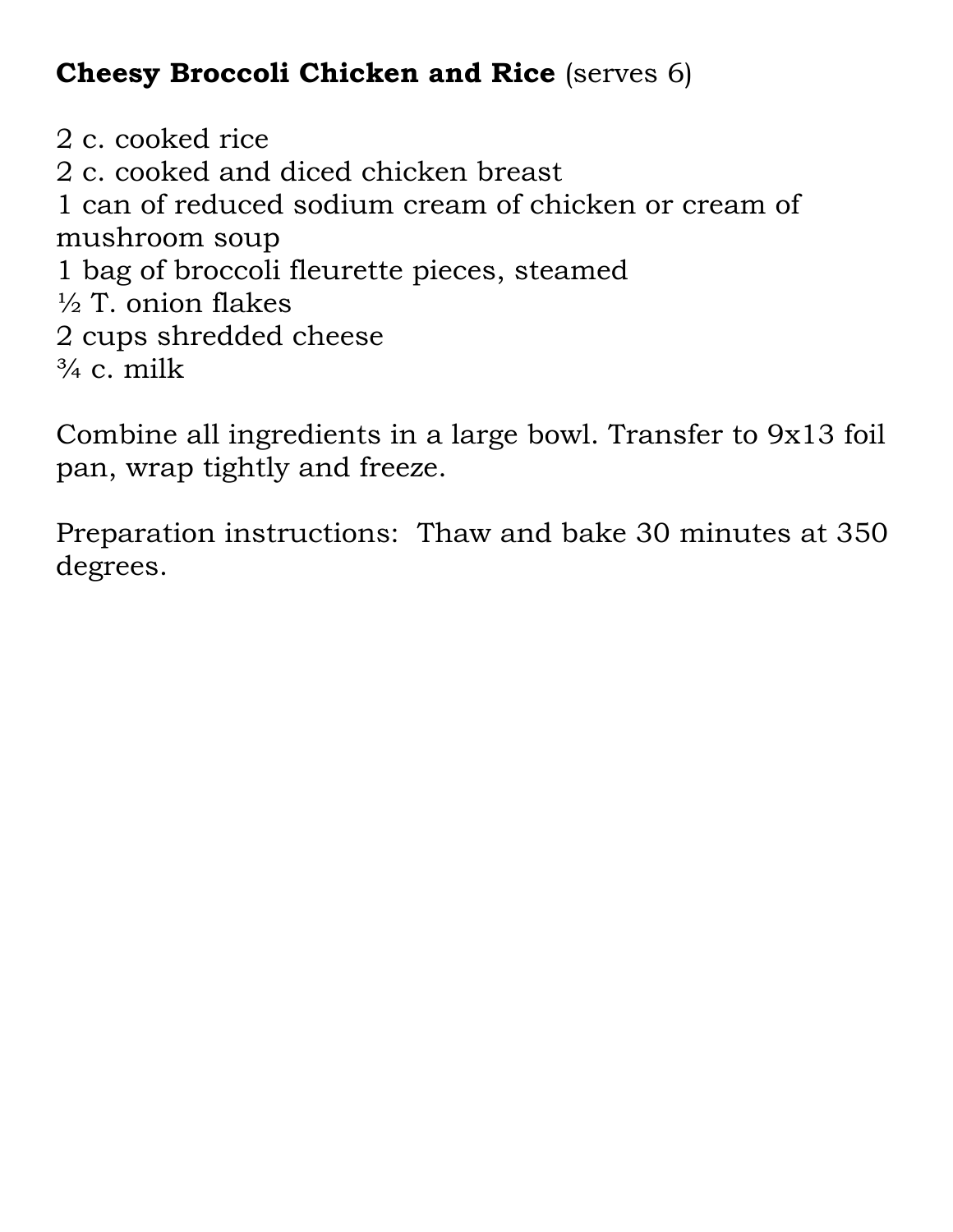**Cheesy Broccoli Chicken and Rice** (serves 6)

2 c. cooked rice
2 c. cooked and diced chicken breast
1 can of reduced sodium cream of chicken or cream of mushroom soup
1 bag of broccoli fleurette pieces, steamed
½ T. onion flakes
2 cups shredded cheese
¾ c. milk

Combine all ingredients in a large bowl. Transfer to 9x13 foil pan, wrap tightly and freeze.

Preparation instructions: Thaw and bake 30 minutes at 350 degrees.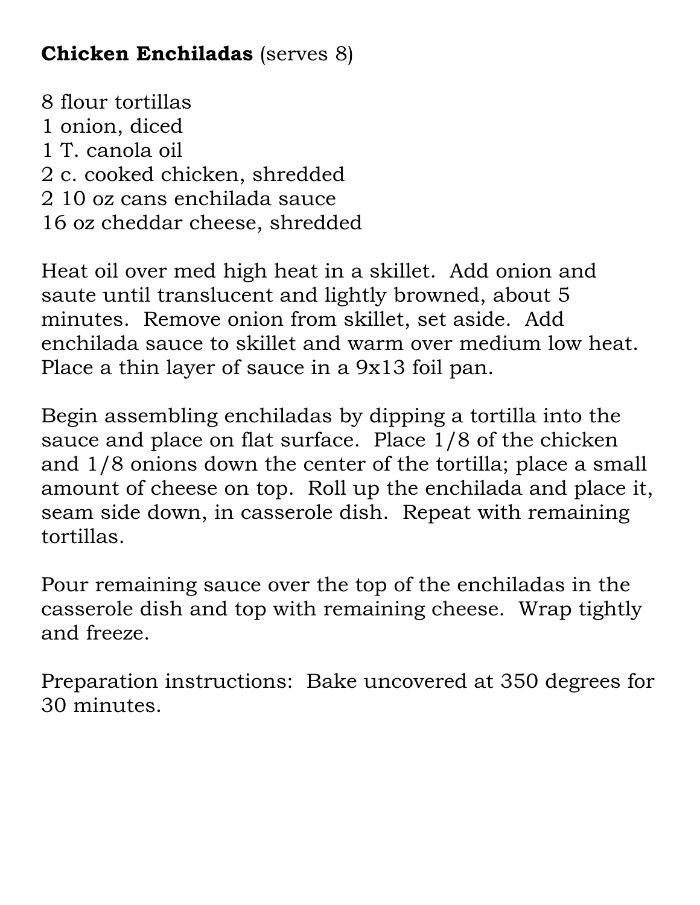**Chicken Enchiladas** (serves 8)

8 flour tortillas
1 onion, diced
1 T. canola oil
2 c. cooked chicken, shredded
2 10 oz cans enchilada sauce
16 oz cheddar cheese, shredded

Heat oil over med high heat in a skillet. Add onion and saute until translucent and lightly browned, about 5 minutes. Remove onion from skillet, set aside. Add enchilada sauce to skillet and warm over medium low heat. Place a thin layer of sauce in a 9x13 foil pan.

Begin assembling enchiladas by dipping a tortilla into the sauce and place on flat surface. Place 1/8 of the chicken and 1/8 onions down the center of the tortilla; place a small amount of cheese on top. Roll up the enchilada and place it, seam side down, in casserole dish. Repeat with remaining tortillas.

Pour remaining sauce over the top of the enchiladas in the casserole dish and top with remaining cheese. Wrap tightly and freeze.

Preparation instructions: Bake uncovered at 350 degrees for 30 minutes.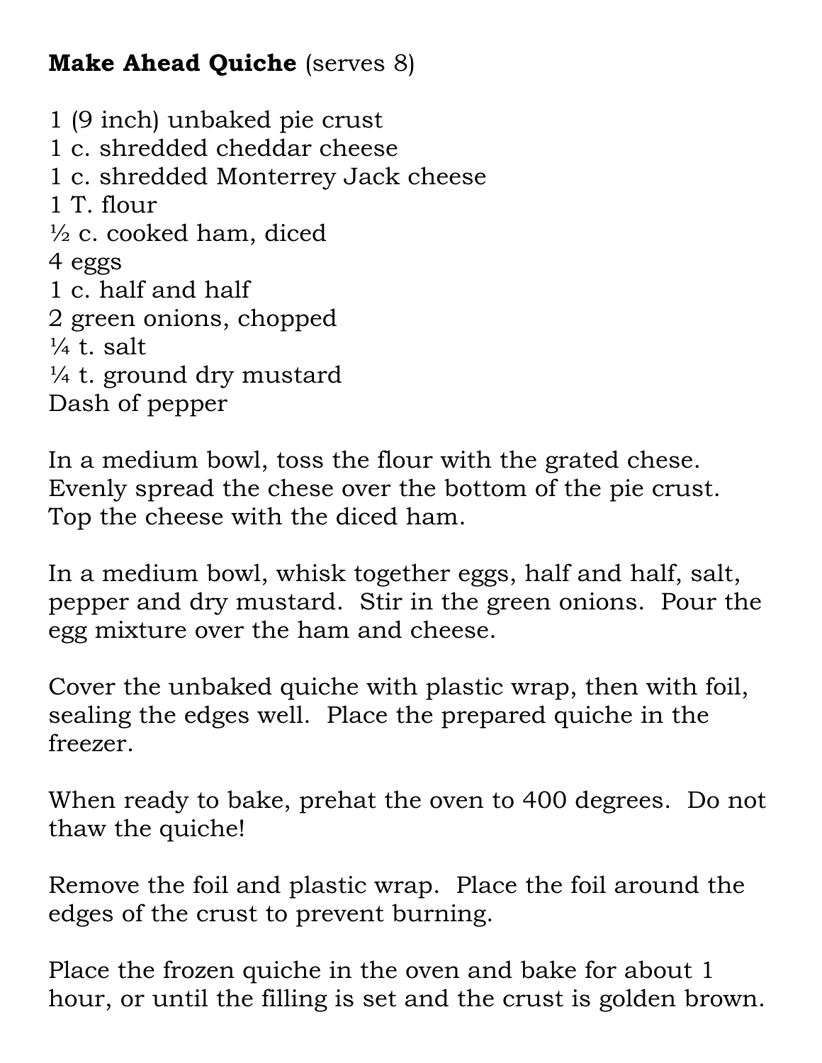**Make Ahead Quiche** (serves 8)

1 (9 inch) unbaked pie crust
1 c. shredded cheddar cheese
1 c. shredded Monterrey Jack cheese
1 T. flour
½ c. cooked ham, diced
4 eggs
1 c. half and half
2 green onions, chopped
¼ t. salt
¼ t. ground dry mustard
Dash of pepper

In a medium bowl, toss the flour with the grated chese. Evenly spread the chese over the bottom of the pie crust. Top the cheese with the diced ham.

In a medium bowl, whisk together eggs, half and half, salt, pepper and dry mustard. Stir in the green onions. Pour the egg mixture over the ham and cheese.

Cover the unbaked quiche with plastic wrap, then with foil, sealing the edges well. Place the prepared quiche in the freezer.

When ready to bake, prehat the oven to 400 degrees. Do not thaw the quiche!

Remove the foil and plastic wrap. Place the foil around the edges of the crust to prevent burning.

Place the frozen quiche in the oven and bake for about 1 hour, or until the filling is set and the crust is golden brown.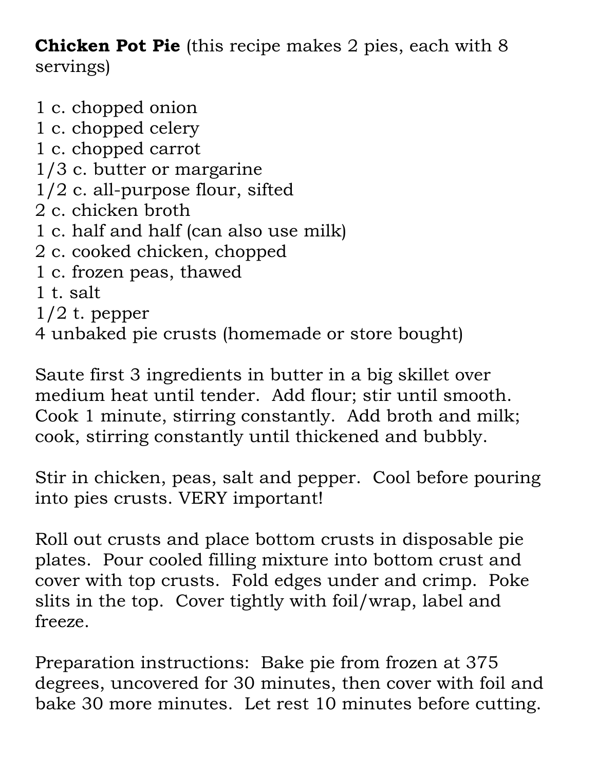**Chicken Pot Pie** (this recipe makes 2 pies, each with 8 servings)

1 c. chopped onion
1 c. chopped celery
1 c. chopped carrot
1/3 c. butter or margarine
1/2 c. all-purpose flour, sifted
2 c. chicken broth
1 c. half and half (can also use milk)
2 c. cooked chicken, chopped
1 c. frozen peas, thawed
1 t. salt
1/2 t. pepper
4 unbaked pie crusts (homemade or store bought)

Saute first 3 ingredients in butter in a big skillet over medium heat until tender. Add flour; stir until smooth. Cook 1 minute, stirring constantly. Add broth and milk; cook, stirring constantly until thickened and bubbly.

Stir in chicken, peas, salt and pepper. Cool before pouring into pies crusts. VERY important!

Roll out crusts and place bottom crusts in disposable pie plates. Pour cooled filling mixture into bottom crust and cover with top crusts. Fold edges under and crimp. Poke slits in the top. Cover tightly with foil/wrap, label and freeze.

Preparation instructions: Bake pie from frozen at 375 degrees, uncovered for 30 minutes, then cover with foil and bake 30 more minutes. Let rest 10 minutes before cutting.